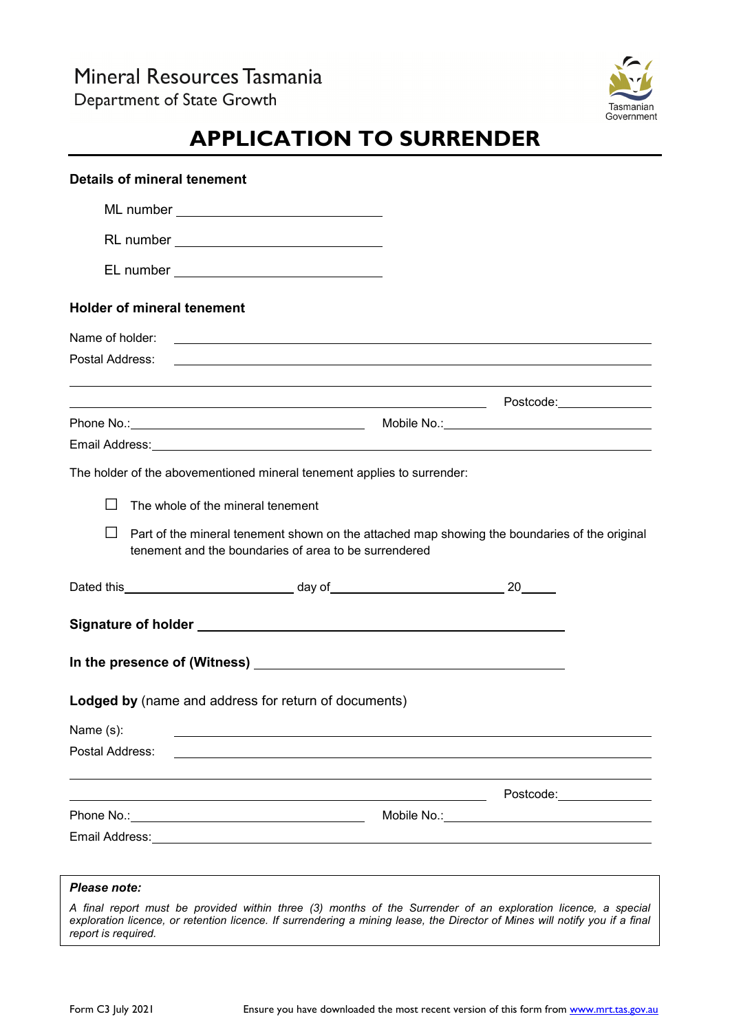Mineral Resources Tasmania
Department of State Growth

Tasmanian Government

# APPLICATION TO SURRENDER

**Details of mineral tenement**

ML number ______________________

RL number ______________________

EL number ______________________

**Holder of mineral tenement**

Name of holder: ______________________

Postal Address: ______________________

______________________

______________________ Postcode: __________

Phone No.: ______________________ Mobile No.: ______________________

Email Address: ______________________

The holder of the abovementioned mineral tenement applies to surrender:

- ☐ The whole of the mineral tenement
- ☐ Part of the mineral tenement shown on the attached map showing the boundaries of the original tenement and the boundaries of area to be surrendered

Dated this ______________ day of ______________ 20____

**Signature of holder** ______________________

**In the presence of (Witness)** ______________________

**Lodged by** (name and address for return of documents)

Name (s): ______________________

Postal Address: ______________________

______________________

______________________ Postcode: __________

Phone No.: ______________________ Mobile No.: ______________________

Email Address: ______________________

***Please note:***

*A final report must be provided within three (3) months of the Surrender of an exploration licence, a special exploration licence, or retention licence. If surrendering a mining lease, the Director of Mines will notify you if a final report is required.*

Form C3 July 2021

Ensure you have downloaded the most recent version of this form from www.mrt.tas.gov.au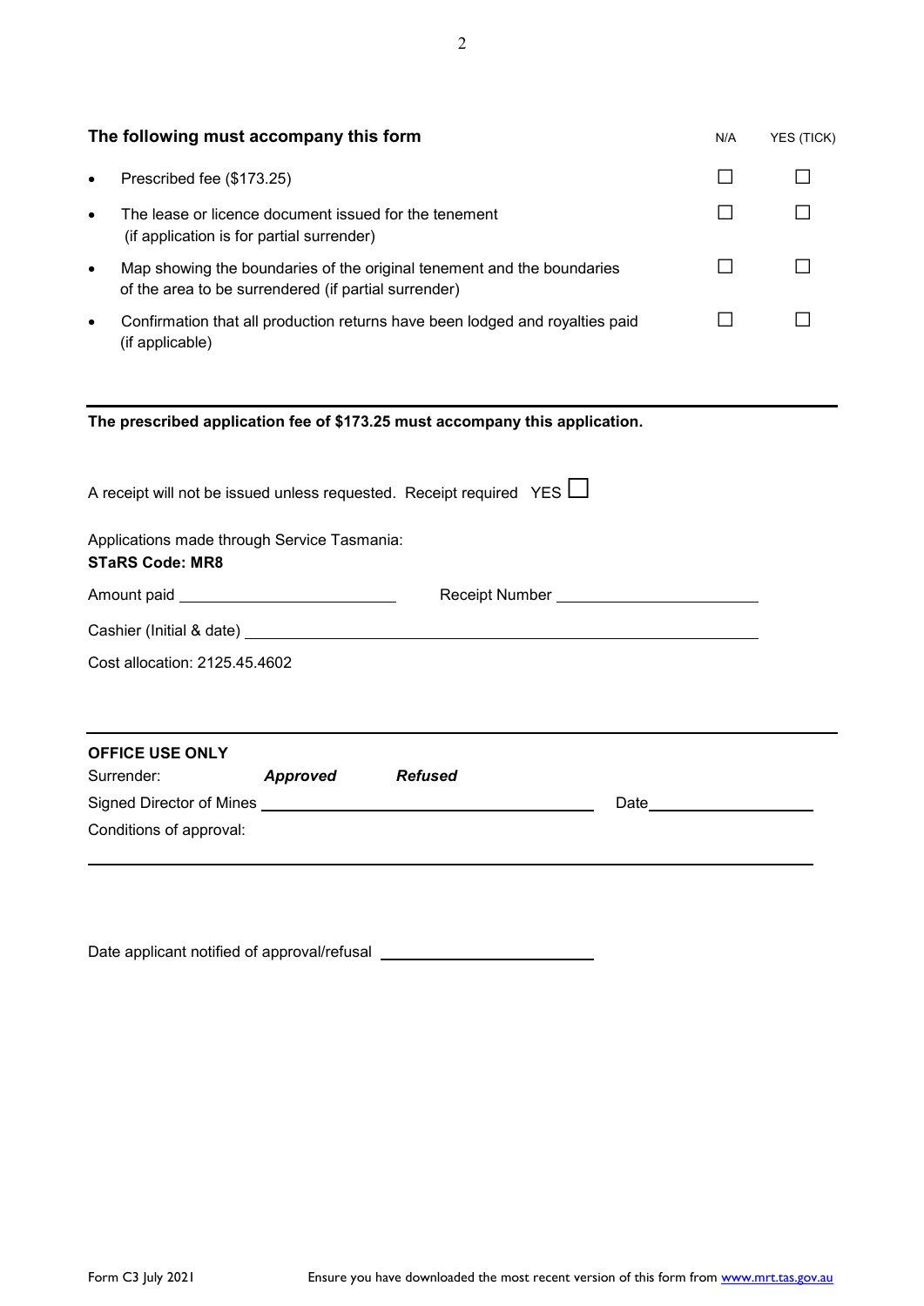**The following must accompany this form**

| | N/A | YES (TICK) |
|---|---|---|
| • Prescribed fee ($173.25) | ☐ | ☐ |
| • The lease or licence document issued for the tenement (if application is for partial surrender) | ☐ | ☐ |
| • Map showing the boundaries of the original tenement and the boundaries of the area to be surrendered (if partial surrender) | ☐ | ☐ |
| • Confirmation that all production returns have been lodged and royalties paid (if applicable) | ☐ | ☐ |

---

**The prescribed application fee of $173.25 must accompany this application.**

A receipt will not be issued unless requested. Receipt required YES ☐

Applications made through Service Tasmania:
**STaRS Code: MR8**

Amount paid ____________________ Receipt Number ____________________

Cashier (Initial & date) ________________________________________

Cost allocation: 2125.45.4602

---

**OFFICE USE ONLY**

Surrender: ***Approved*** ***Refused***

Signed Director of Mines ______________________________ Date________________

Conditions of approval:

________________________________________________________________

Date applicant notified of approval/refusal ____________________

Form C3 July 2021

Ensure you have downloaded the most recent version of this form from www.mrt.tas.gov.au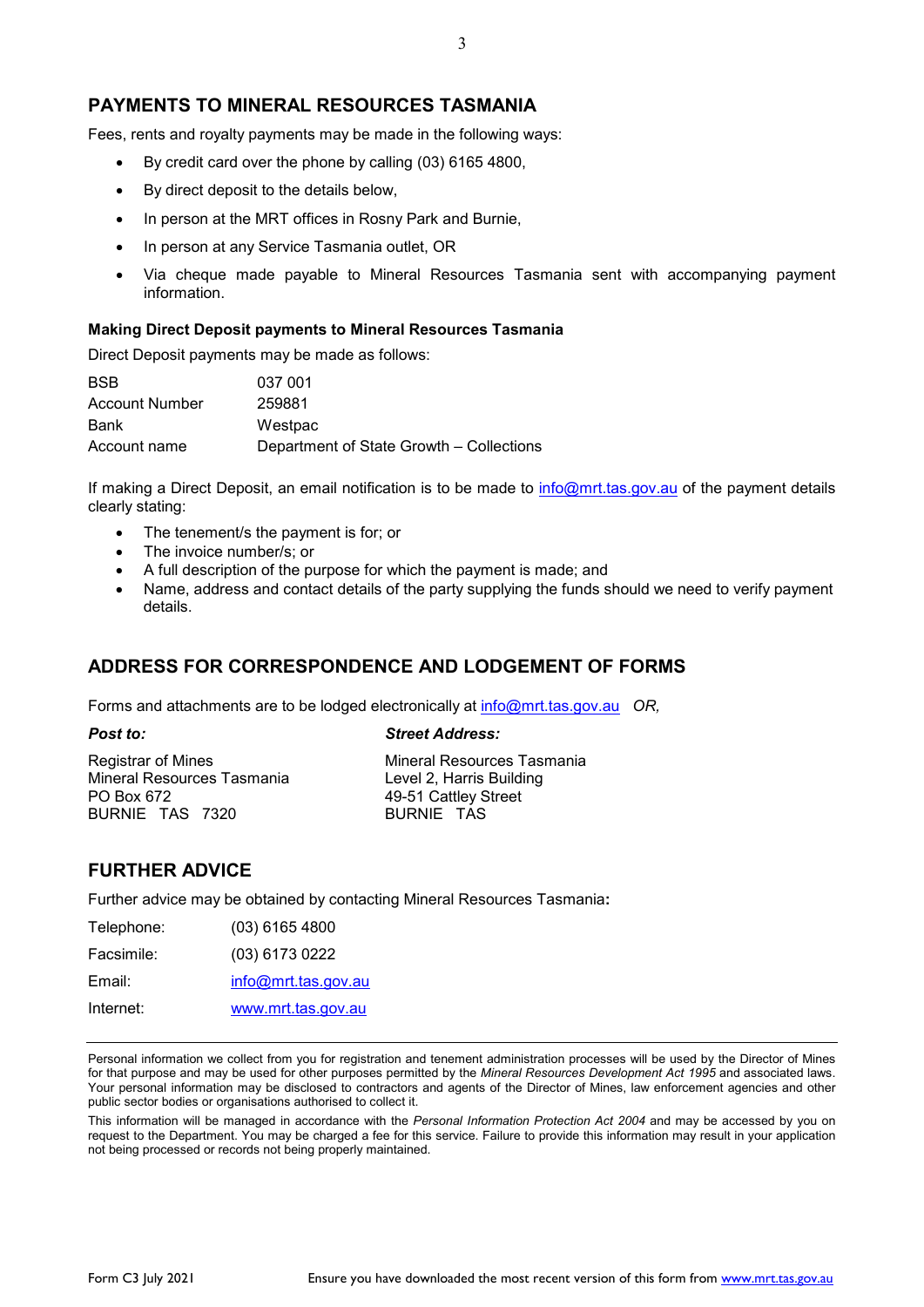## PAYMENTS TO MINERAL RESOURCES TASMANIA

Fees, rents and royalty payments may be made in the following ways:

- By credit card over the phone by calling (03) 6165 4800,
- By direct deposit to the details below,
- In person at the MRT offices in Rosny Park and Burnie,
- In person at any Service Tasmania outlet, OR
- Via cheque made payable to Mineral Resources Tasmania sent with accompanying payment information.

### Making Direct Deposit payments to Mineral Resources Tasmania

Direct Deposit payments may be made as follows:

| | |
|---|---|
| BSB | 037 001 |
| Account Number | 259881 |
| Bank | Westpac |
| Account name | Department of State Growth – Collections |

If making a Direct Deposit, an email notification is to be made to info@mrt.tas.gov.au of the payment details clearly stating:

- The tenement/s the payment is for; or
- The invoice number/s; or
- A full description of the purpose for which the payment is made; and
- Name, address and contact details of the party supplying the funds should we need to verify payment details.

## ADDRESS FOR CORRESPONDENCE AND LODGEMENT OF FORMS

Forms and attachments are to be lodged electronically at info@mrt.tas.gov.au *OR,*

***Post to:***

Registrar of Mines
Mineral Resources Tasmania
PO Box 672
BURNIE TAS 7320

***Street Address:***

Mineral Resources Tasmania
Level 2, Harris Building
49-51 Cattley Street
BURNIE TAS

## FURTHER ADVICE

Further advice may be obtained by contacting Mineral Resources Tasmania**:**

| | |
|---|---|
| Telephone: | (03) 6165 4800 |
| Facsimile: | (03) 6173 0222 |
| Email: | info@mrt.tas.gov.au |
| Internet: | www.mrt.tas.gov.au |

---

Personal information we collect from you for registration and tenement administration processes will be used by the Director of Mines for that purpose and may be used for other purposes permitted by the *Mineral Resources Development Act 1995* and associated laws. Your personal information may be disclosed to contractors and agents of the Director of Mines, law enforcement agencies and other public sector bodies or organisations authorised to collect it.

This information will be managed in accordance with the *Personal Information Protection Act 2004* and may be accessed by you on request to the Department. You may be charged a fee for this service. Failure to provide this information may result in your application not being processed or records not being properly maintained.

Form C3 July 2021 Ensure you have downloaded the most recent version of this form from www.mrt.tas.gov.au